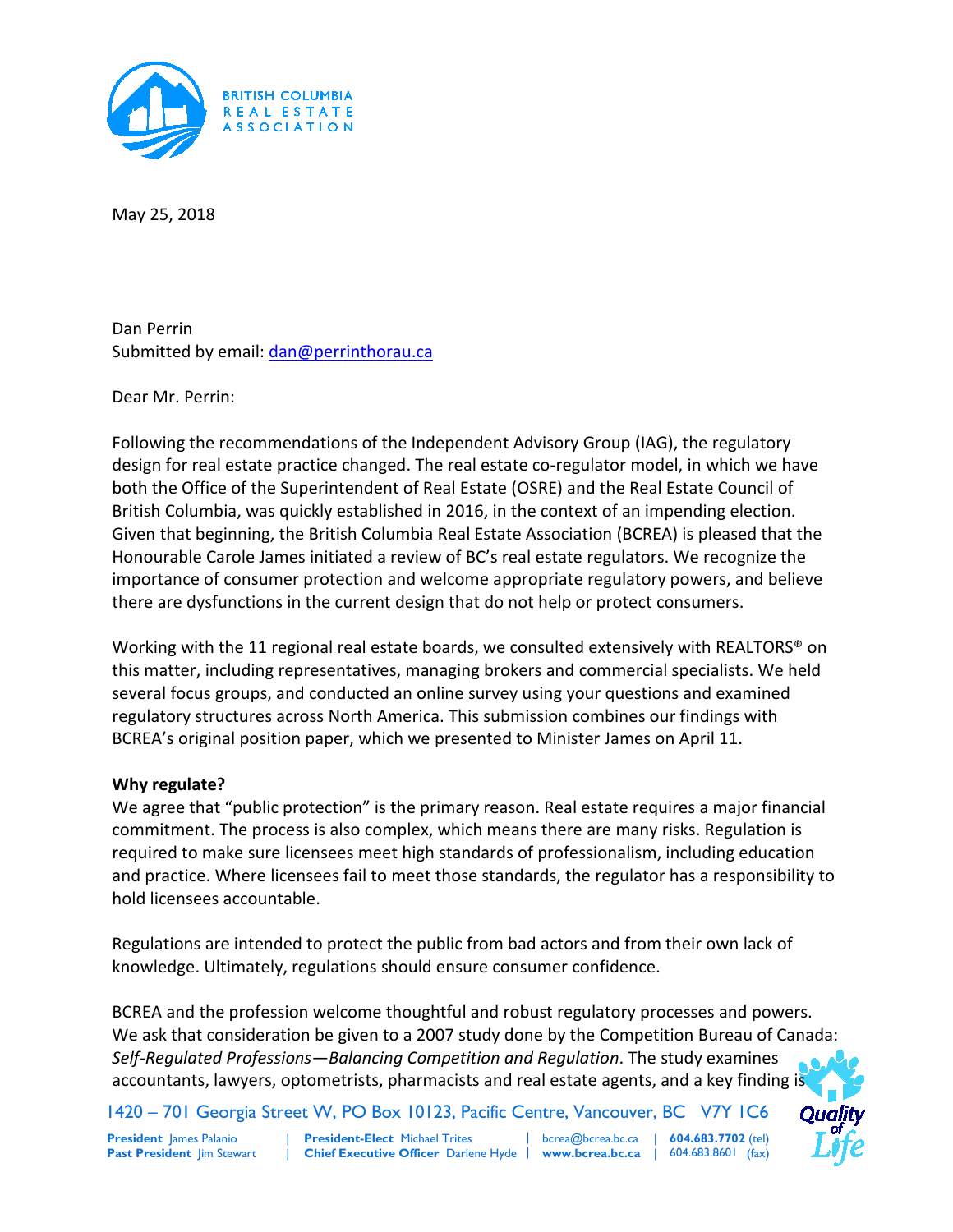May 25, 2018

Dan Perrin
Submitted by email: dan@perrinthorau.ca

Dear Mr. Perrin:

Following the recommendations of the Independent Advisory Group (IAG), the regulatory design for real estate practice changed. The real estate co-regulator model, in which we have both the Office of the Superintendent of Real Estate (OSRE) and the Real Estate Council of British Columbia, was quickly established in 2016, in the context of an impending election. Given that beginning, the British Columbia Real Estate Association (BCREA) is pleased that the Honourable Carole James initiated a review of BC's real estate regulators. We recognize the importance of consumer protection and welcome appropriate regulatory powers, and believe there are dysfunctions in the current design that do not help or protect consumers.

Working with the 11 regional real estate boards, we consulted extensively with REALTORS® on this matter, including representatives, managing brokers and commercial specialists. We held several focus groups, and conducted an online survey using your questions and examined regulatory structures across North America. This submission combines our findings with BCREA's original position paper, which we presented to Minister James on April 11.

**Why regulate?**

We agree that "public protection" is the primary reason. Real estate requires a major financial commitment. The process is also complex, which means there are many risks. Regulation is required to make sure licensees meet high standards of professionalism, including education and practice. Where licensees fail to meet those standards, the regulator has a responsibility to hold licensees accountable.

Regulations are intended to protect the public from bad actors and from their own lack of knowledge. Ultimately, regulations should ensure consumer confidence.

BCREA and the profession welcome thoughtful and robust regulatory processes and powers. We ask that consideration be given to a 2007 study done by the Competition Bureau of Canada: *Self-Regulated Professions—Balancing Competition and Regulation*. The study examines accountants, lawyers, optometrists, pharmacists and real estate agents, and a key finding is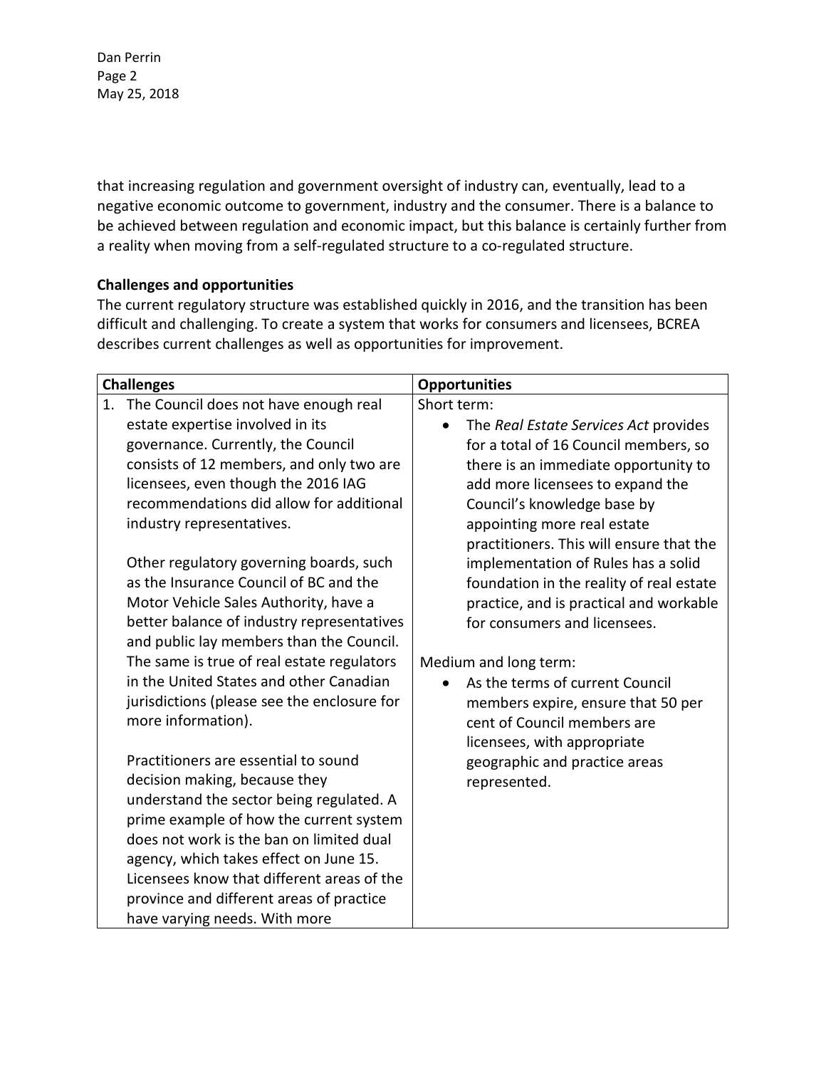that increasing regulation and government oversight of industry can, eventually, lead to a negative economic outcome to government, industry and the consumer. There is a balance to be achieved between regulation and economic impact, but this balance is certainly further from a reality when moving from a self-regulated structure to a co-regulated structure.

**Challenges and opportunities**

The current regulatory structure was established quickly in 2016, and the transition has been difficult and challenging. To create a system that works for consumers and licensees, BCREA describes current challenges as well as opportunities for improvement.

| Challenges | Opportunities |
|---|---|
| 1. The Council does not have enough real estate expertise involved in its governance. Currently, the Council consists of 12 members, and only two are licensees, even though the 2016 IAG recommendations did allow for additional industry representatives.<br><br>Other regulatory governing boards, such as the Insurance Council of BC and the Motor Vehicle Sales Authority, have a better balance of industry representatives and public lay members than the Council. The same is true of real estate regulators in the United States and other Canadian jurisdictions (please see the enclosure for more information).<br><br>Practitioners are essential to sound decision making, because they understand the sector being regulated. A prime example of how the current system does not work is the ban on limited dual agency, which takes effect on June 15. Licensees know that different areas of the province and different areas of practice have varying needs. With more | Short term:<br>• The *Real Estate Services Act* provides for a total of 16 Council members, so there is an immediate opportunity to add more licensees to expand the Council's knowledge base by appointing more real estate practitioners. This will ensure that the implementation of Rules has a solid foundation in the reality of real estate practice, and is practical and workable for consumers and licensees.<br><br>Medium and long term:<br>• As the terms of current Council members expire, ensure that 50 per cent of Council members are licensees, with appropriate geographic and practice areas represented. |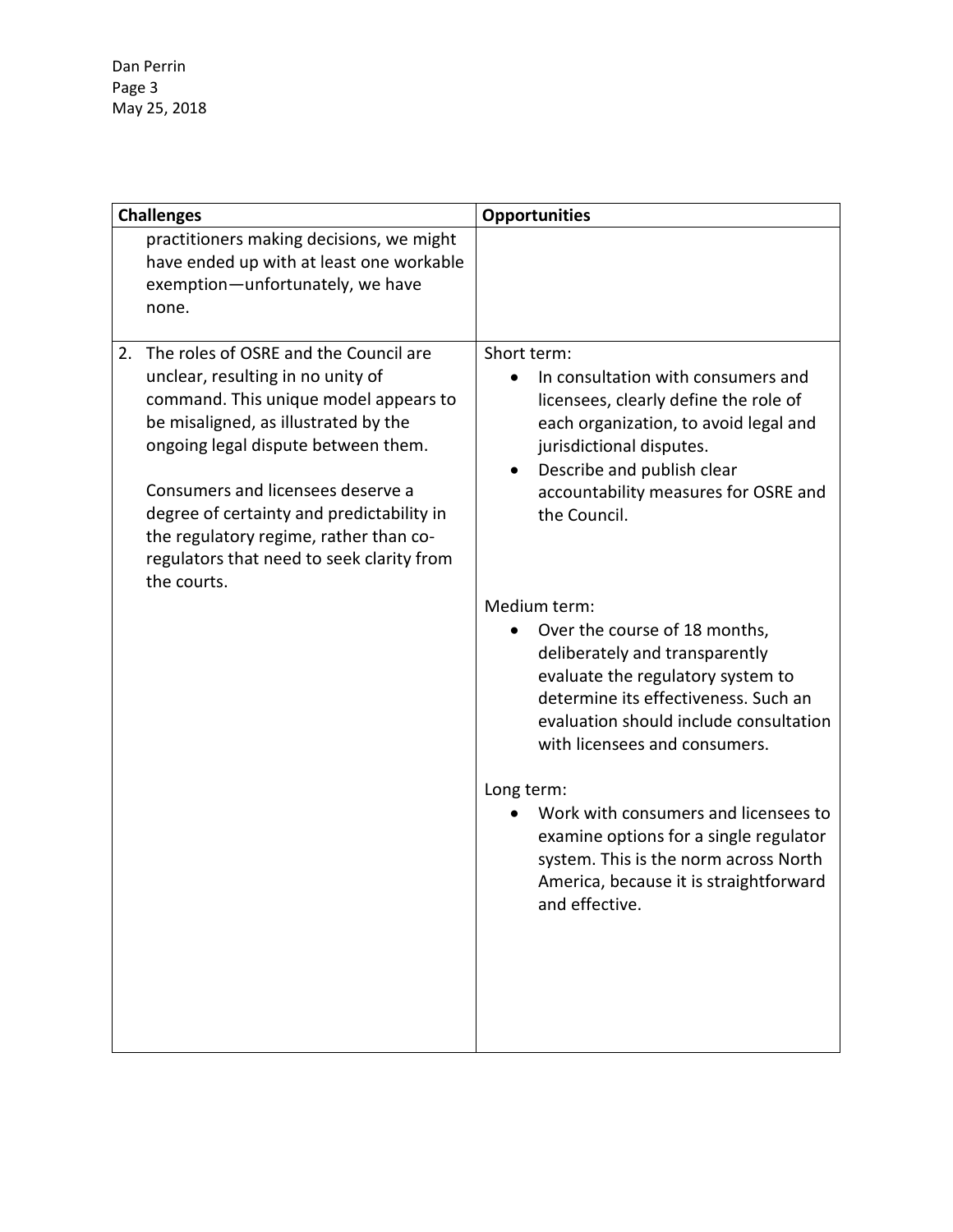| Challenges | Opportunities |
|---|---|
| practitioners making decisions, we might have ended up with at least one workable exemption—unfortunately, we have none. | |
| 2. The roles of OSRE and the Council are unclear, resulting in no unity of command. This unique model appears to be misaligned, as illustrated by the ongoing legal dispute between them.<br><br>Consumers and licensees deserve a degree of certainty and predictability in the regulatory regime, rather than co-regulators that need to seek clarity from the courts. | Short term:<br>• In consultation with consumers and licensees, clearly define the role of each organization, to avoid legal and jurisdictional disputes.<br>• Describe and publish clear accountability measures for OSRE and the Council.<br><br>Medium term:<br>• Over the course of 18 months, deliberately and transparently evaluate the regulatory system to determine its effectiveness. Such an evaluation should include consultation with licensees and consumers.<br><br>Long term:<br>• Work with consumers and licensees to examine options for a single regulator system. This is the norm across North America, because it is straightforward and effective. |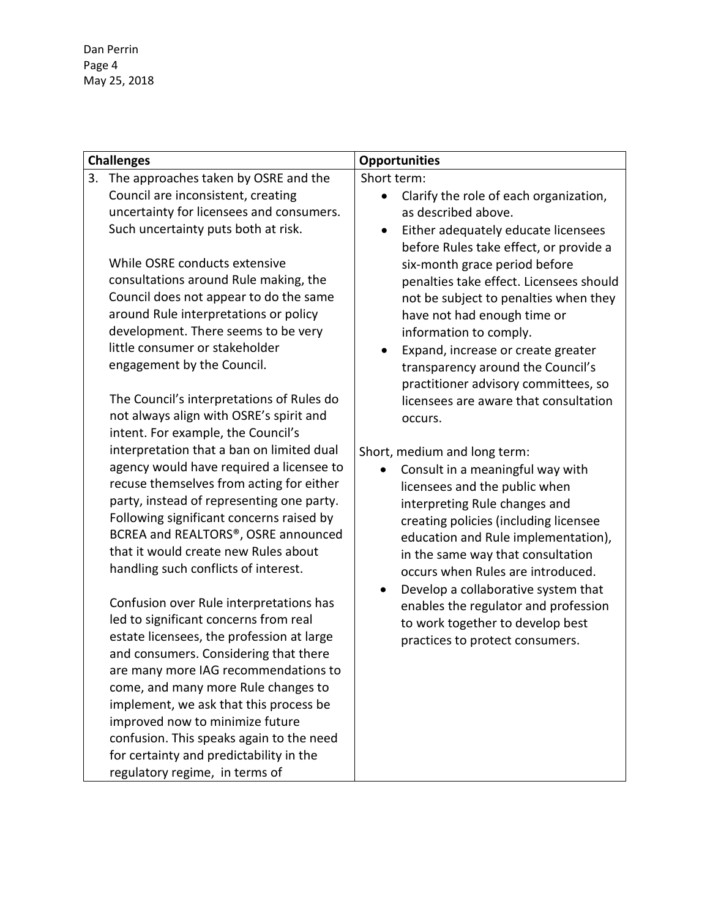| Challenges | Opportunities |
| --- | --- |
| 3. The approaches taken by OSRE and the Council are inconsistent, creating uncertainty for licensees and consumers. Such uncertainty puts both at risk.<br><br>While OSRE conducts extensive consultations around Rule making, the Council does not appear to do the same around Rule interpretations or policy development. There seems to be very little consumer or stakeholder engagement by the Council.<br><br>The Council's interpretations of Rules do not always align with OSRE's spirit and intent. For example, the Council's interpretation that a ban on limited dual agency would have required a licensee to recuse themselves from acting for either party, instead of representing one party. Following significant concerns raised by BCREA and REALTORS®, OSRE announced that it would create new Rules about handling such conflicts of interest.<br><br>Confusion over Rule interpretations has led to significant concerns from real estate licensees, the profession at large and consumers. Considering that there are many more IAG recommendations to come, and many more Rule changes to implement, we ask that this process be improved now to minimize future confusion. This speaks again to the need for certainty and predictability in the regulatory regime, in terms of | Short term:<br>• Clarify the role of each organization, as described above.<br>• Either adequately educate licensees before Rules take effect, or provide a six-month grace period before penalties take effect. Licensees should not be subject to penalties when they have not had enough time or information to comply.<br>• Expand, increase or create greater transparency around the Council's practitioner advisory committees, so licensees are aware that consultation occurs.<br><br>Short, medium and long term:<br>• Consult in a meaningful way with licensees and the public when interpreting Rule changes and creating policies (including licensee education and Rule implementation), in the same way that consultation occurs when Rules are introduced.<br>• Develop a collaborative system that enables the regulator and profession to work together to develop best practices to protect consumers. |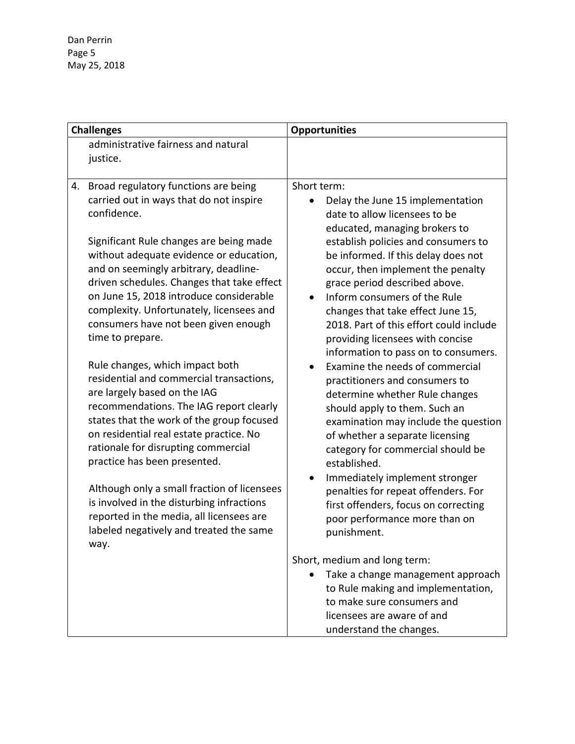| Challenges | Opportunities |
| --- | --- |
| administrative fairness and natural justice. | |
| 4. Broad regulatory functions are being carried out in ways that do not inspire confidence.<br><br>Significant Rule changes are being made without adequate evidence or education, and on seemingly arbitrary, deadline-driven schedules. Changes that take effect on June 15, 2018 introduce considerable complexity. Unfortunately, licensees and consumers have not been given enough time to prepare.<br><br>Rule changes, which impact both residential and commercial transactions, are largely based on the IAG recommendations. The IAG report clearly states that the work of the group focused on residential real estate practice. No rationale for disrupting commercial practice has been presented.<br><br>Although only a small fraction of licensees is involved in the disturbing infractions reported in the media, all licensees are labeled negatively and treated the same way. | Short term:<br>• Delay the June 15 implementation date to allow licensees to be educated, managing brokers to establish policies and consumers to be informed. If this delay does not occur, then implement the penalty grace period described above.<br>• Inform consumers of the Rule changes that take effect June 15, 2018. Part of this effort could include providing licensees with concise information to pass on to consumers.<br>• Examine the needs of commercial practitioners and consumers to determine whether Rule changes should apply to them. Such an examination may include the question of whether a separate licensing category for commercial should be established.<br>• Immediately implement stronger penalties for repeat offenders. For first offenders, focus on correcting poor performance more than on punishment.<br><br>Short, medium and long term:<br>• Take a change management approach to Rule making and implementation, to make sure consumers and licensees are aware of and understand the changes. |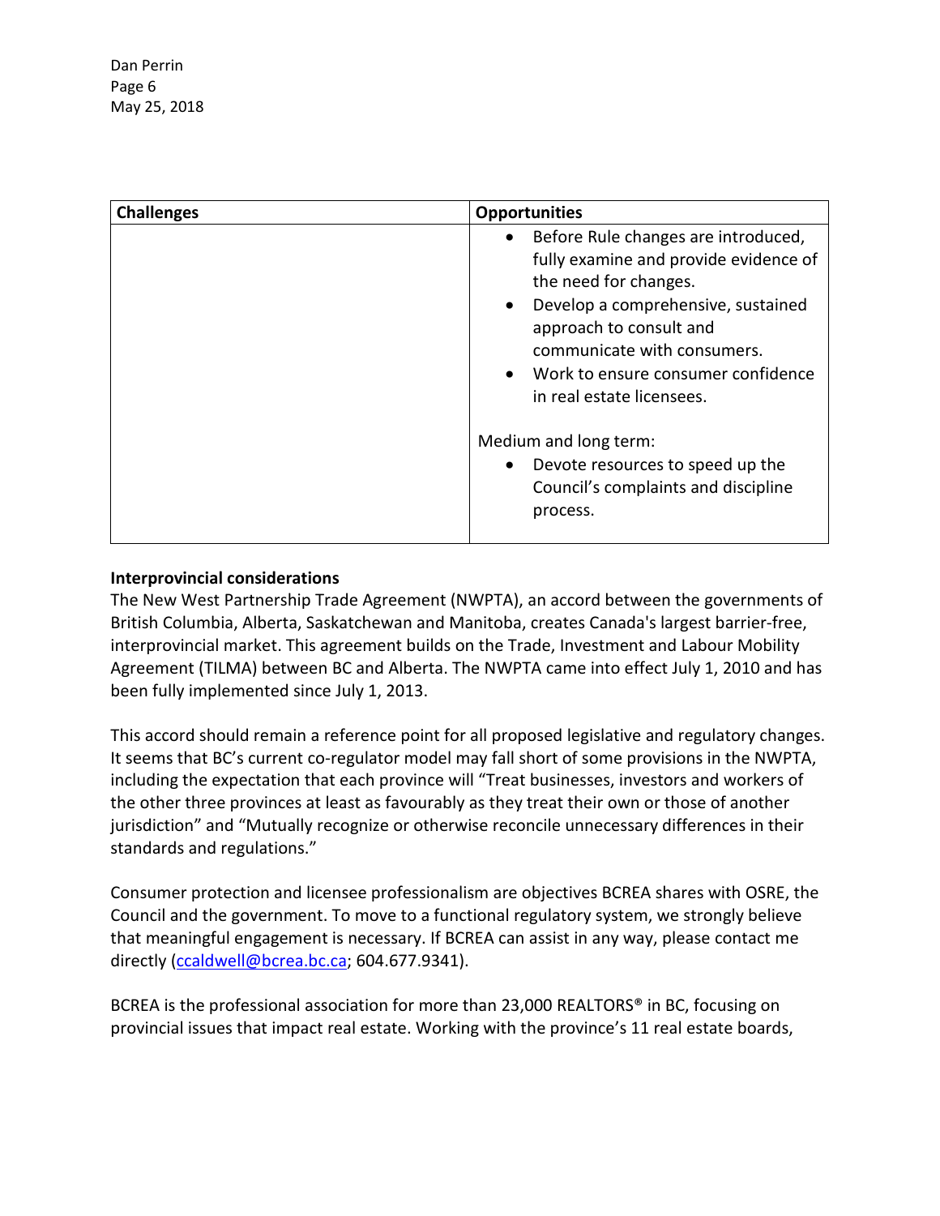| Challenges | Opportunities |
|---|---|
| | • Before Rule changes are introduced, fully examine and provide evidence of the need for changes.<br>• Develop a comprehensive, sustained approach to consult and communicate with consumers.<br>• Work to ensure consumer confidence in real estate licensees.<br><br>Medium and long term:<br>• Devote resources to speed up the Council's complaints and discipline process. |

**Interprovincial considerations**

The New West Partnership Trade Agreement (NWPTA), an accord between the governments of British Columbia, Alberta, Saskatchewan and Manitoba, creates Canada's largest barrier-free, interprovincial market. This agreement builds on the Trade, Investment and Labour Mobility Agreement (TILMA) between BC and Alberta. The NWPTA came into effect July 1, 2010 and has been fully implemented since July 1, 2013.

This accord should remain a reference point for all proposed legislative and regulatory changes. It seems that BC's current co-regulator model may fall short of some provisions in the NWPTA, including the expectation that each province will "Treat businesses, investors and workers of the other three provinces at least as favourably as they treat their own or those of another jurisdiction" and "Mutually recognize or otherwise reconcile unnecessary differences in their standards and regulations."

Consumer protection and licensee professionalism are objectives BCREA shares with OSRE, the Council and the government. To move to a functional regulatory system, we strongly believe that meaningful engagement is necessary. If BCREA can assist in any way, please contact me directly (ccaldwell@bcrea.bc.ca; 604.677.9341).

BCREA is the professional association for more than 23,000 REALTORS® in BC, focusing on provincial issues that impact real estate. Working with the province's 11 real estate boards,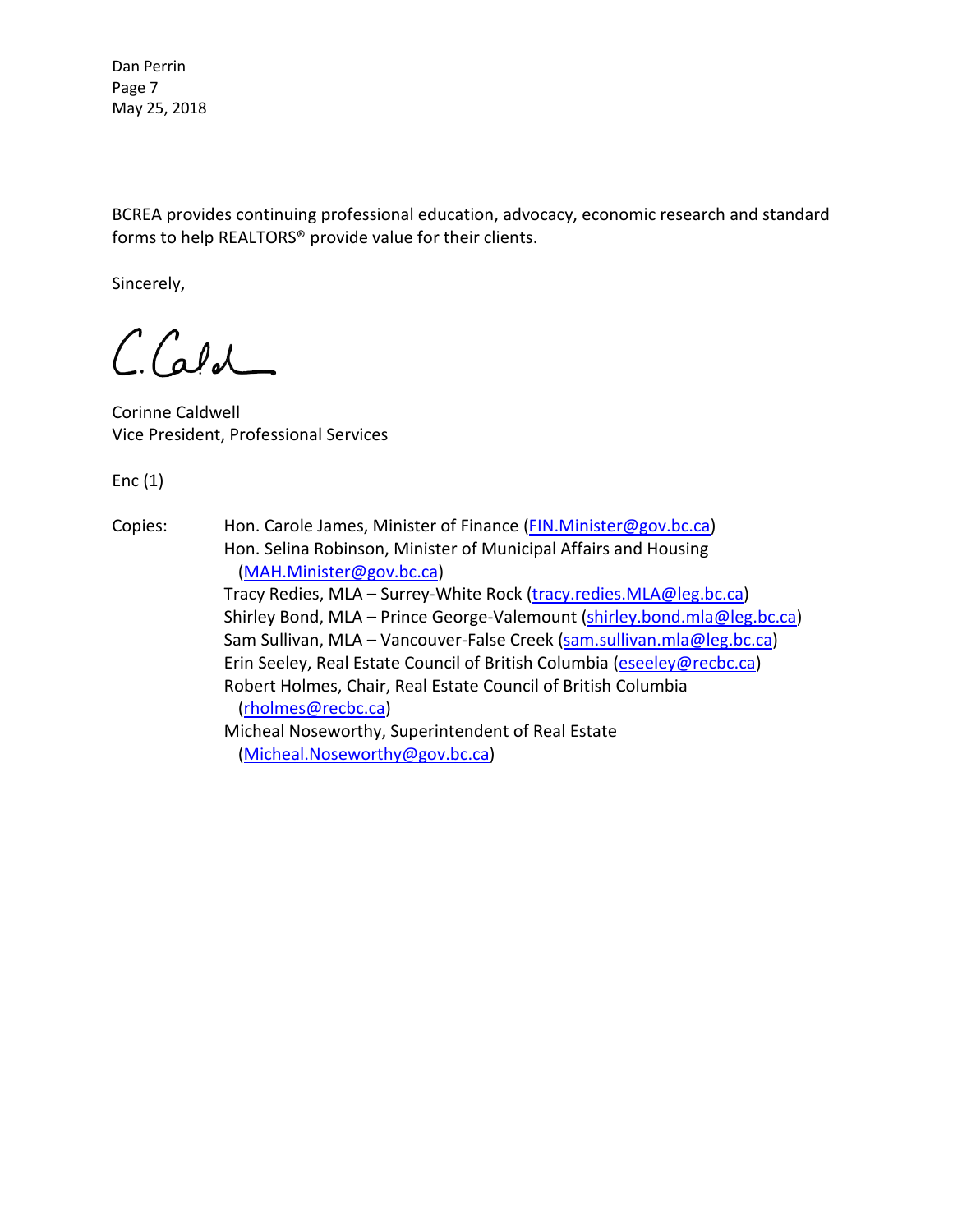BCREA provides continuing professional education, advocacy, economic research and standard forms to help REALTORS® provide value for their clients.

Sincerely,

Corinne Caldwell
Vice President, Professional Services

Enc (1)

Copies: Hon. Carole James, Minister of Finance (FIN.Minister@gov.bc.ca)
Hon. Selina Robinson, Minister of Municipal Affairs and Housing (MAH.Minister@gov.bc.ca)
Tracy Redies, MLA – Surrey-White Rock (tracy.redies.MLA@leg.bc.ca)
Shirley Bond, MLA – Prince George-Valemount (shirley.bond.mla@leg.bc.ca)
Sam Sullivan, MLA – Vancouver-False Creek (sam.sullivan.mla@leg.bc.ca)
Erin Seeley, Real Estate Council of British Columbia (eseeley@recbc.ca)
Robert Holmes, Chair, Real Estate Council of British Columbia (rholmes@recbc.ca)
Micheal Noseworthy, Superintendent of Real Estate (Micheal.Noseworthy@gov.bc.ca)